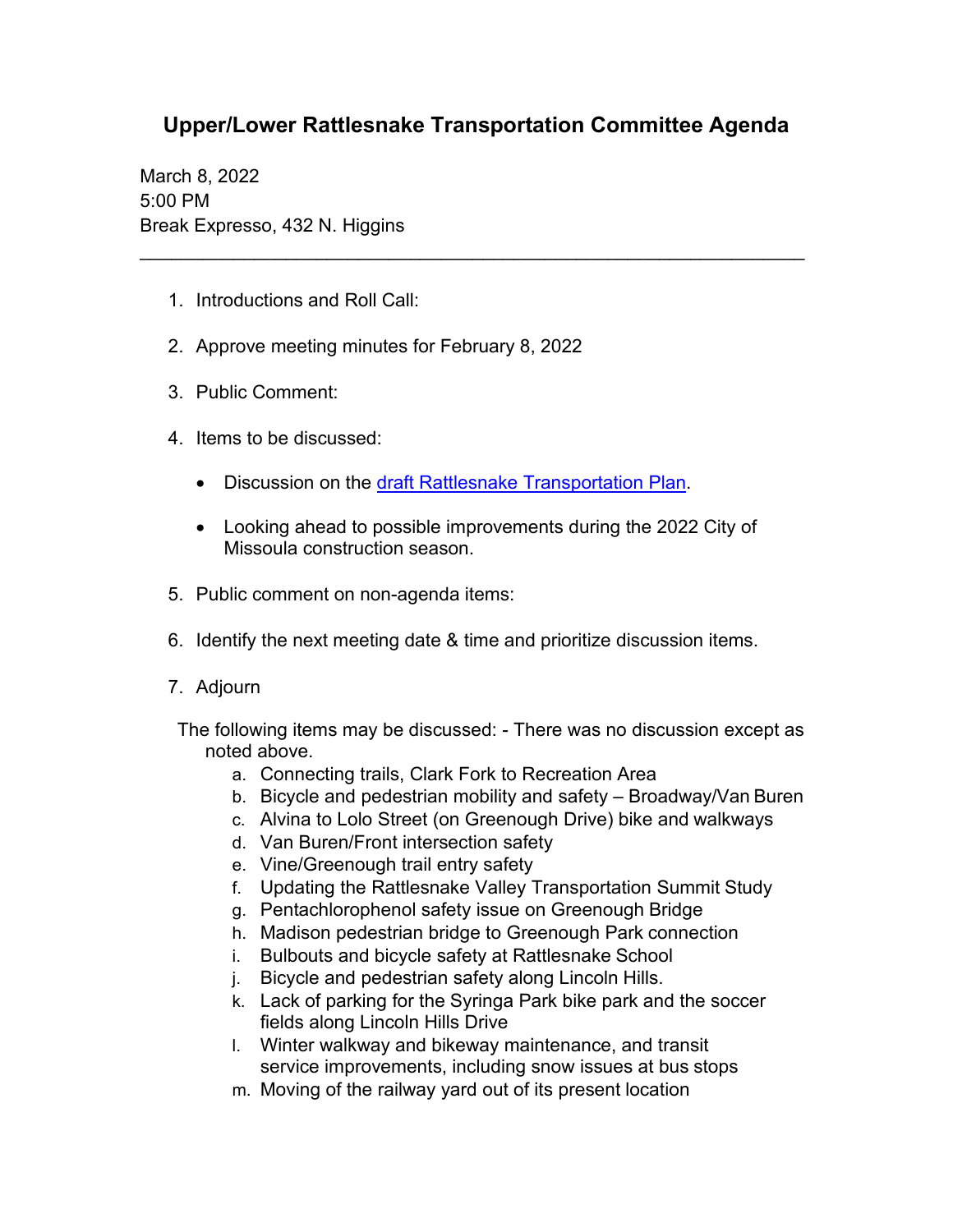# Upper/Lower Rattlesnake Transportation Committee Agenda

March 8, 2022
5:00 PM
Break Expresso, 432 N. Higgins

---

1. Introductions and Roll Call:

2. Approve meeting minutes for February 8, 2022

3. Public Comment:

4. Items to be discussed:

   - Discussion on the [draft Rattlesnake Transportation Plan](#).

   - Looking ahead to possible improvements during the 2022 City of Missoula construction season.

5. Public comment on non-agenda items:

6. Identify the next meeting date & time and prioritize discussion items.

7. Adjourn

The following items may be discussed: - There was no discussion except as noted above.

   a. Connecting trails, Clark Fork to Recreation Area
   b. Bicycle and pedestrian mobility and safety – Broadway/Van Buren
   c. Alvina to Lolo Street (on Greenough Drive) bike and walkways
   d. Van Buren/Front intersection safety
   e. Vine/Greenough trail entry safety
   f. Updating the Rattlesnake Valley Transportation Summit Study
   g. Pentachlorophenol safety issue on Greenough Bridge
   h. Madison pedestrian bridge to Greenough Park connection
   i. Bulbouts and bicycle safety at Rattlesnake School
   j. Bicycle and pedestrian safety along Lincoln Hills.
   k. Lack of parking for the Syringa Park bike park and the soccer fields along Lincoln Hills Drive
   l. Winter walkway and bikeway maintenance, and transit service improvements, including snow issues at bus stops
   m. Moving of the railway yard out of its present location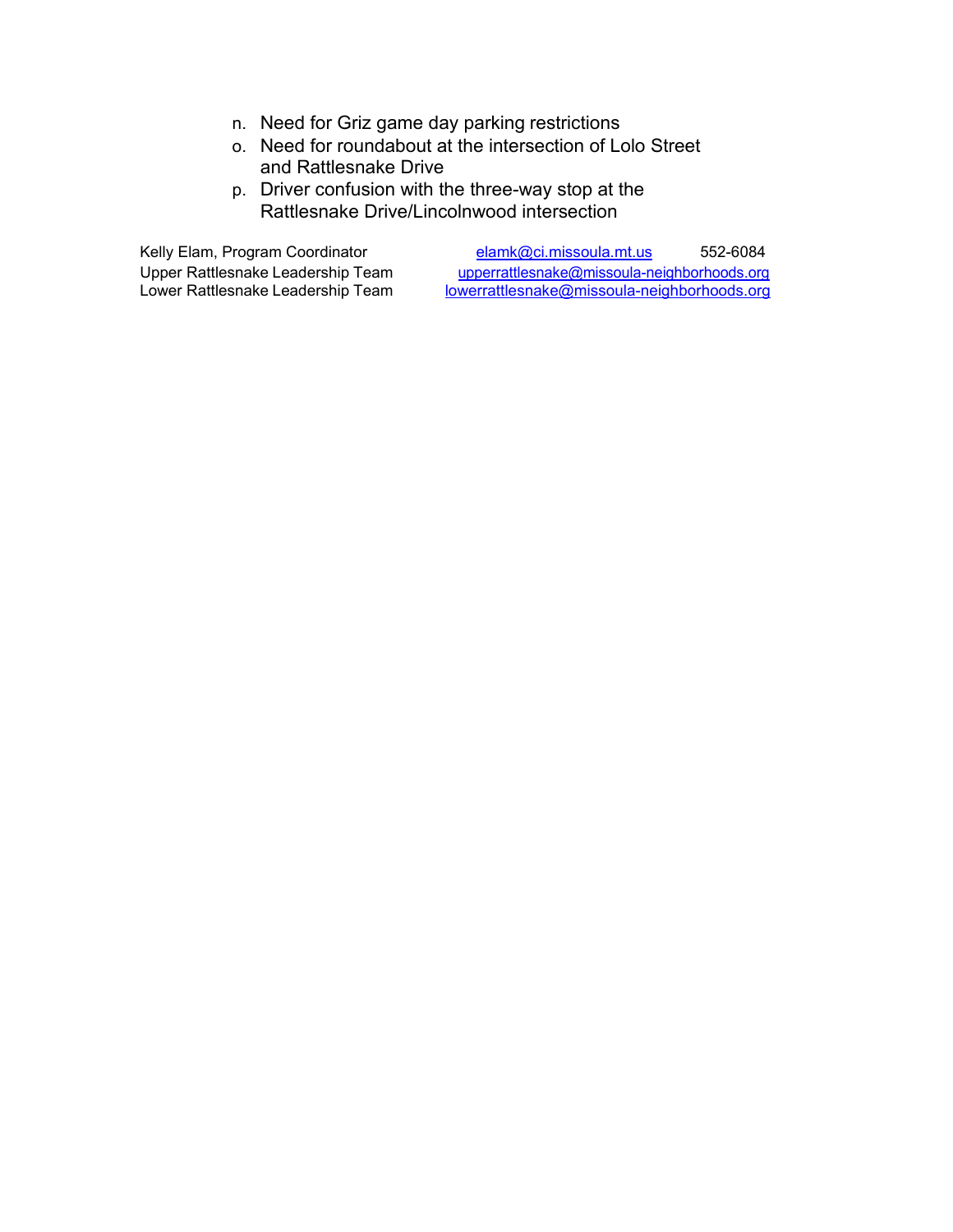n. Need for Griz game day parking restrictions
o. Need for roundabout at the intersection of Lolo Street and Rattlesnake Drive
p. Driver confusion with the three-way stop at the Rattlesnake Drive/Lincolnwood intersection

| | | |
|---|---|---|
| Kelly Elam, Program Coordinator | elamk@ci.missoula.mt.us | 552-6084 |
| Upper Rattlesnake Leadership Team | upperrattlesnake@missoula-neighborhoods.org | |
| Lower Rattlesnake Leadership Team | lowerrattlesnake@missoula-neighborhoods.org | |